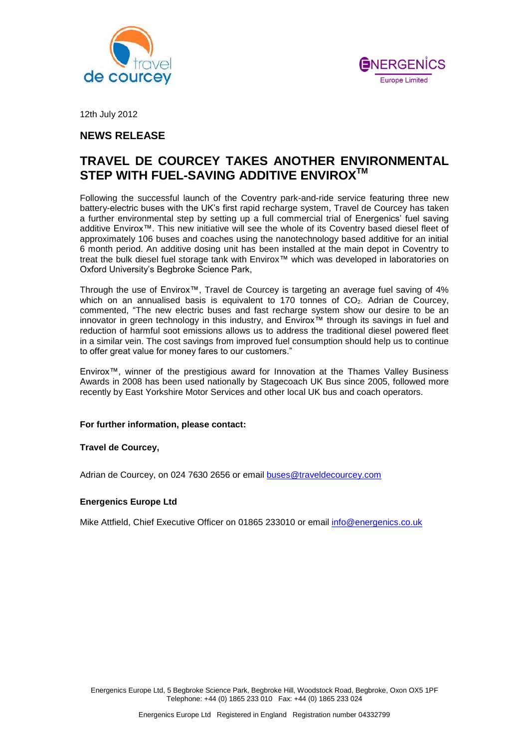travel de courcey

ENERGENICS Europe Limited

12th July 2012

## NEWS RELEASE

# TRAVEL DE COURCEY TAKES ANOTHER ENVIRONMENTAL STEP WITH FUEL-SAVING ADDITIVE ENVIROX™

Following the successful launch of the Coventry park-and-ride service featuring three new battery-electric buses with the UK's first rapid recharge system, Travel de Courcey has taken a further environmental step by setting up a full commercial trial of Energenics' fuel saving additive Envirox™. This new initiative will see the whole of its Coventry based diesel fleet of approximately 106 buses and coaches using the nanotechnology based additive for an initial 6 month period. An additive dosing unit has been installed at the main depot in Coventry to treat the bulk diesel fuel storage tank with Envirox™ which was developed in laboratories on Oxford University's Begbroke Science Park,

Through the use of Envirox™, Travel de Courcey is targeting an average fuel saving of 4% which on an annualised basis is equivalent to 170 tonnes of $CO_2$. Adrian de Courcey, commented, "The new electric buses and fast recharge system show our desire to be an innovator in green technology in this industry, and Envirox™ through its savings in fuel and reduction of harmful soot emissions allows us to address the traditional diesel powered fleet in a similar vein. The cost savings from improved fuel consumption should help us to continue to offer great value for money fares to our customers."

Envirox™, winner of the prestigious award for Innovation at the Thames Valley Business Awards in 2008 has been used nationally by Stagecoach UK Bus since 2005, followed more recently by East Yorkshire Motor Services and other local UK bus and coach operators.

**For further information, please contact:**

**Travel de Courcey,**

Adrian de Courcey, on 024 7630 2656 or email buses@traveldecourcey.com

**Energenics Europe Ltd**

Mike Attfield, Chief Executive Officer on 01865 233010 or email info@energenics.co.uk

Energenics Europe Ltd, 5 Begbroke Science Park, Begbroke Hill, Woodstock Road, Begbroke, Oxon OX5 1PF
Telephone: +44 (0) 1865 233 010 Fax: +44 (0) 1865 233 024

Energenics Europe Ltd Registered in England Registration number 04332799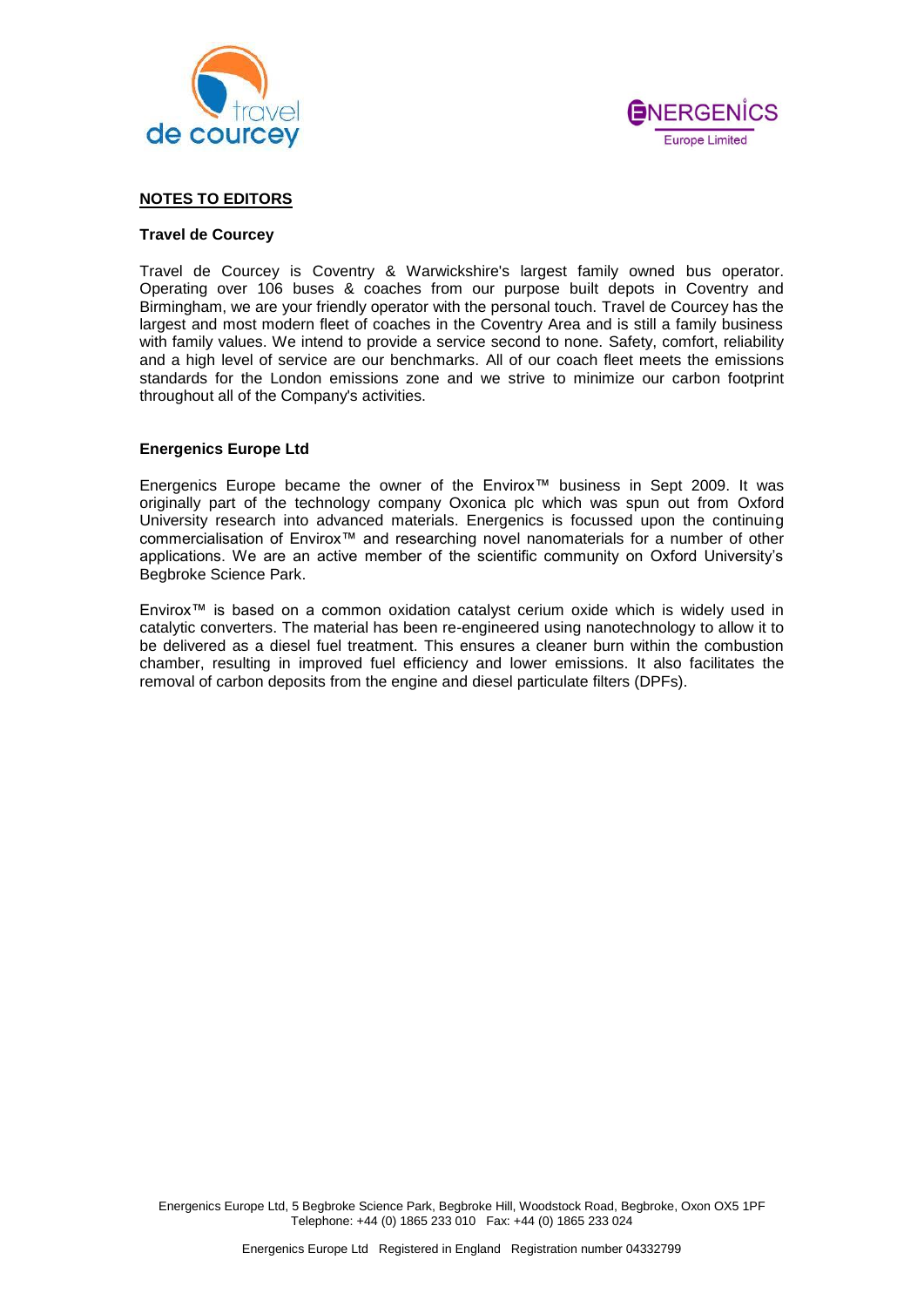## NOTES TO EDITORS

### Travel de Courcey

Travel de Courcey is Coventry & Warwickshire's largest family owned bus operator. Operating over 106 buses & coaches from our purpose built depots in Coventry and Birmingham, we are your friendly operator with the personal touch. Travel de Courcey has the largest and most modern fleet of coaches in the Coventry Area and is still a family business with family values. We intend to provide a service second to none. Safety, comfort, reliability and a high level of service are our benchmarks. All of our coach fleet meets the emissions standards for the London emissions zone and we strive to minimize our carbon footprint throughout all of the Company's activities.

### Energenics Europe Ltd

Energenics Europe became the owner of the Envirox™ business in Sept 2009. It was originally part of the technology company Oxonica plc which was spun out from Oxford University research into advanced materials. Energenics is focussed upon the continuing commercialisation of Envirox™ and researching novel nanomaterials for a number of other applications. We are an active member of the scientific community on Oxford University's Begbroke Science Park.

Envirox™ is based on a common oxidation catalyst cerium oxide which is widely used in catalytic converters. The material has been re-engineered using nanotechnology to allow it to be delivered as a diesel fuel treatment. This ensures a cleaner burn within the combustion chamber, resulting in improved fuel efficiency and lower emissions. It also facilitates the removal of carbon deposits from the engine and diesel particulate filters (DPFs).